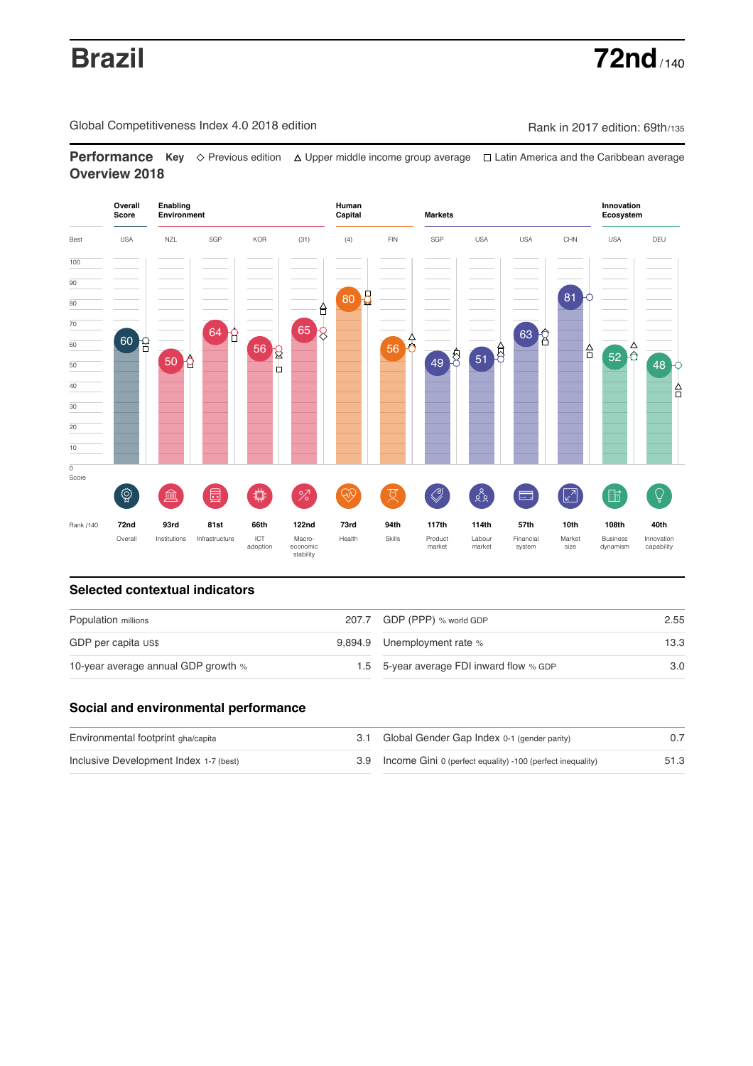# Brazil

**72nd** / 140

Global Competitiveness Index 4.0 2018 edition

Rank in 2017 edition: 69th/135

## Performance Overview 2018

**Key** ◇ Previous edition △ Upper middle income group average □ Latin America and the Caribbean average

| | Overall Score | Enabling Environment | | | | Human Capital | | Markets | | | | Innovation Ecosystem | |
|---|---|---|---|---|---|---|---|---|---|---|---|---|---|
| Best | USA | NZL | SGP | KOR | (31) | (4) | FIN | SGP | USA | USA | CHN | USA | DEU |
| Score | 60 | 50 | 64 | 56 | 65 | 80 | 56 | 49 | 51 | 63 | 81 | 52 | 48 |
| Rank /140 | 72nd | 93rd | 81st | 66th | 122nd | 73rd | 94th | 117th | 114th | 57th | 10th | 108th | 40th |
| | Overall | Institutions | Infrastructure | ICT adoption | Macro-economic stability | Health | Skills | Product market | Labour market | Financial system | Market size | Business dynamism | Innovation capability |

## Selected contextual indicators

| | | | |
|---|---|---|---|
| Population millions | 207.7 | GDP (PPP) % world GDP | 2.55 |
| GDP per capita US$ | 9,894.9 | Unemployment rate % | 13.3 |
| 10-year average annual GDP growth % | 1.5 | 5-year average FDI inward flow % GDP | 3.0 |

## Social and environmental performance

| | | | |
|---|---|---|---|
| Environmental footprint gha/capita | 3.1 | Global Gender Gap Index 0-1 (gender parity) | 0.7 |
| Inclusive Development Index 1-7 (best) | 3.9 | Income Gini 0 (perfect equality) -100 (perfect inequality) | 51.3 |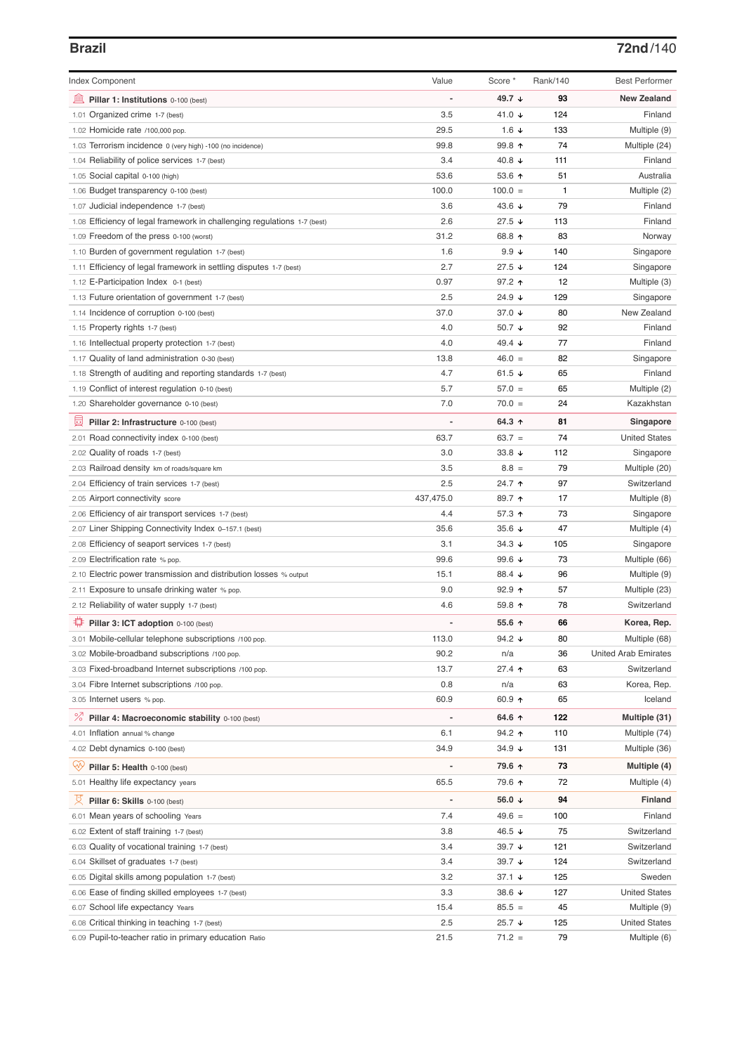## Brazil

**72nd**/140

| Index Component | Value | Score * | Rank/140 | Best Performer |
|---|---|---|---|---|
| **Pillar 1: Institutions** 0-100 (best) | - | **49.7 ↓** | **93** | **New Zealand** |
| 1.01 Organized crime 1-7 (best) | 3.5 | 41.0 ↓ | 124 | Finland |
| 1.02 Homicide rate /100,000 pop. | 29.5 | 1.6 ↓ | 133 | Multiple (9) |
| 1.03 Terrorism incidence 0 (very high) -100 (no incidence) | 99.8 | 99.8 ↑ | 74 | Multiple (24) |
| 1.04 Reliability of police services 1-7 (best) | 3.4 | 40.8 ↓ | 111 | Finland |
| 1.05 Social capital 0-100 (high) | 53.6 | 53.6 ↑ | 51 | Australia |
| 1.06 Budget transparency 0-100 (best) | 100.0 | 100.0 = | 1 | Multiple (2) |
| 1.07 Judicial independence 1-7 (best) | 3.6 | 43.6 ↓ | 79 | Finland |
| 1.08 Efficiency of legal framework in challenging regulations 1-7 (best) | 2.6 | 27.5 ↓ | 113 | Finland |
| 1.09 Freedom of the press 0-100 (worst) | 31.2 | 68.8 ↑ | 83 | Norway |
| 1.10 Burden of government regulation 1-7 (best) | 1.6 | 9.9 ↓ | 140 | Singapore |
| 1.11 Efficiency of legal framework in settling disputes 1-7 (best) | 2.7 | 27.5 ↓ | 124 | Singapore |
| 1.12 E-Participation Index 0-1 (best) | 0.97 | 97.2 ↑ | 12 | Multiple (3) |
| 1.13 Future orientation of government 1-7 (best) | 2.5 | 24.9 ↓ | 129 | Singapore |
| 1.14 Incidence of corruption 0-100 (best) | 37.0 | 37.0 ↓ | 80 | New Zealand |
| 1.15 Property rights 1-7 (best) | 4.0 | 50.7 ↓ | 92 | Finland |
| 1.16 Intellectual property protection 1-7 (best) | 4.0 | 49.4 ↓ | 77 | Finland |
| 1.17 Quality of land administration 0-30 (best) | 13.8 | 46.0 = | 82 | Singapore |
| 1.18 Strength of auditing and reporting standards 1-7 (best) | 4.7 | 61.5 ↓ | 65 | Finland |
| 1.19 Conflict of interest regulation 0-10 (best) | 5.7 | 57.0 = | 65 | Multiple (2) |
| 1.20 Shareholder governance 0-10 (best) | 7.0 | 70.0 = | 24 | Kazakhstan |
| **Pillar 2: Infrastructure** 0-100 (best) | - | **64.3 ↑** | **81** | **Singapore** |
| 2.01 Road connectivity index 0-100 (best) | 63.7 | 63.7 = | 74 | United States |
| 2.02 Quality of roads 1-7 (best) | 3.0 | 33.8 ↓ | 112 | Singapore |
| 2.03 Railroad density km of roads/square km | 3.5 | 8.8 = | 79 | Multiple (20) |
| 2.04 Efficiency of train services 1-7 (best) | 2.5 | 24.7 ↑ | 97 | Switzerland |
| 2.05 Airport connectivity score | 437,475.0 | 89.7 ↑ | 17 | Multiple (8) |
| 2.06 Efficiency of air transport services 1-7 (best) | 4.4 | 57.3 ↑ | 73 | Singapore |
| 2.07 Liner Shipping Connectivity Index 0–157.1 (best) | 35.6 | 35.6 ↓ | 47 | Multiple (4) |
| 2.08 Efficiency of seaport services 1-7 (best) | 3.1 | 34.3 ↓ | 105 | Singapore |
| 2.09 Electrification rate % pop. | 99.6 | 99.6 ↓ | 73 | Multiple (66) |
| 2.10 Electric power transmission and distribution losses % output | 15.1 | 88.4 ↓ | 96 | Multiple (9) |
| 2.11 Exposure to unsafe drinking water % pop. | 9.0 | 92.9 ↑ | 57 | Multiple (23) |
| 2.12 Reliability of water supply 1-7 (best) | 4.6 | 59.8 ↑ | 78 | Switzerland |
| **Pillar 3: ICT adoption** 0-100 (best) | - | **55.6 ↑** | **66** | **Korea, Rep.** |
| 3.01 Mobile-cellular telephone subscriptions /100 pop. | 113.0 | 94.2 ↓ | 80 | Multiple (68) |
| 3.02 Mobile-broadband subscriptions /100 pop. | 90.2 | n/a | 36 | United Arab Emirates |
| 3.03 Fixed-broadband Internet subscriptions /100 pop. | 13.7 | 27.4 ↑ | 63 | Switzerland |
| 3.04 Fibre Internet subscriptions /100 pop. | 0.8 | n/a | 63 | Korea, Rep. |
| 3.05 Internet users % pop. | 60.9 | 60.9 ↑ | 65 | Iceland |
| **Pillar 4: Macroeconomic stability** 0-100 (best) | - | **64.6 ↑** | **122** | **Multiple (31)** |
| 4.01 Inflation annual % change | 6.1 | 94.2 ↑ | 110 | Multiple (74) |
| 4.02 Debt dynamics 0-100 (best) | 34.9 | 34.9 ↓ | 131 | Multiple (36) |
| **Pillar 5: Health** 0-100 (best) | - | **79.6 ↑** | **73** | **Multiple (4)** |
| 5.01 Healthy life expectancy years | 65.5 | 79.6 ↑ | 72 | Multiple (4) |
| **Pillar 6: Skills** 0-100 (best) | - | **56.0 ↓** | **94** | **Finland** |
| 6.01 Mean years of schooling Years | 7.4 | 49.6 = | 100 | Finland |
| 6.02 Extent of staff training 1-7 (best) | 3.8 | 46.5 ↓ | 75 | Switzerland |
| 6.03 Quality of vocational training 1-7 (best) | 3.4 | 39.7 ↓ | 121 | Switzerland |
| 6.04 Skillset of graduates 1-7 (best) | 3.4 | 39.7 ↓ | 124 | Switzerland |
| 6.05 Digital skills among population 1-7 (best) | 3.2 | 37.1 ↓ | 125 | Sweden |
| 6.06 Ease of finding skilled employees 1-7 (best) | 3.3 | 38.6 ↓ | 127 | United States |
| 6.07 School life expectancy Years | 15.4 | 85.5 = | 45 | Multiple (9) |
| 6.08 Critical thinking in teaching 1-7 (best) | 2.5 | 25.7 ↓ | 125 | United States |
| 6.09 Pupil-to-teacher ratio in primary education Ratio | 21.5 | 71.2 = | 79 | Multiple (6) |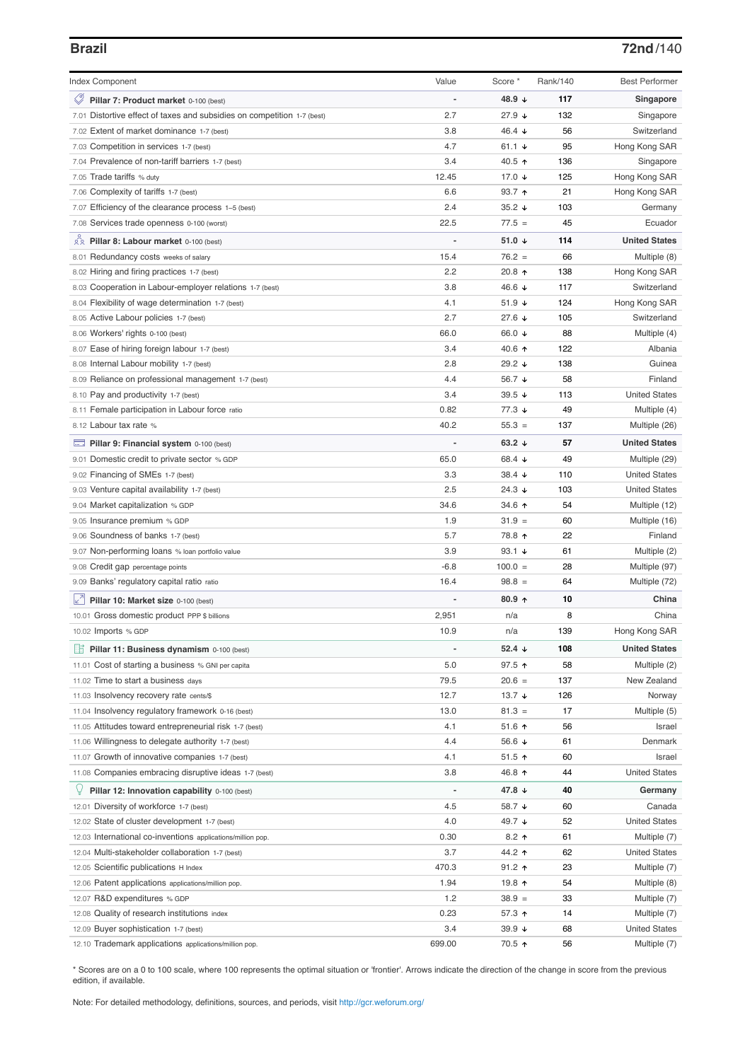## Brazil

**72nd**/140

| Index Component | Value | Score * | Rank/140 | Best Performer |
|---|---|---|---|---|
| **Pillar 7: Product market** 0-100 (best) | - | **48.9 ↓** | **117** | **Singapore** |
| 7.01 Distortive effect of taxes and subsidies on competition 1-7 (best) | 2.7 | 27.9 ↓ | 132 | Singapore |
| 7.02 Extent of market dominance 1-7 (best) | 3.8 | 46.4 ↓ | 56 | Switzerland |
| 7.03 Competition in services 1-7 (best) | 4.7 | 61.1 ↓ | 95 | Hong Kong SAR |
| 7.04 Prevalence of non-tariff barriers 1-7 (best) | 3.4 | 40.5 ↑ | 136 | Singapore |
| 7.05 Trade tariffs % duty | 12.45 | 17.0 ↓ | 125 | Hong Kong SAR |
| 7.06 Complexity of tariffs 1-7 (best) | 6.6 | 93.7 ↑ | 21 | Hong Kong SAR |
| 7.07 Efficiency of the clearance process 1–5 (best) | 2.4 | 35.2 ↓ | 103 | Germany |
| 7.08 Services trade openness 0-100 (worst) | 22.5 | 77.5 = | 45 | Ecuador |
| **Pillar 8: Labour market** 0-100 (best) | - | **51.0 ↓** | **114** | **United States** |
| 8.01 Redundancy costs weeks of salary | 15.4 | 76.2 = | 66 | Multiple (8) |
| 8.02 Hiring and firing practices 1-7 (best) | 2.2 | 20.8 ↑ | 138 | Hong Kong SAR |
| 8.03 Cooperation in Labour-employer relations 1-7 (best) | 3.8 | 46.6 ↓ | 117 | Switzerland |
| 8.04 Flexibility of wage determination 1-7 (best) | 4.1 | 51.9 ↓ | 124 | Hong Kong SAR |
| 8.05 Active Labour policies 1-7 (best) | 2.7 | 27.6 ↓ | 105 | Switzerland |
| 8.06 Workers' rights 0-100 (best) | 66.0 | 66.0 ↓ | 88 | Multiple (4) |
| 8.07 Ease of hiring foreign labour 1-7 (best) | 3.4 | 40.6 ↑ | 122 | Albania |
| 8.08 Internal Labour mobility 1-7 (best) | 2.8 | 29.2 ↓ | 138 | Guinea |
| 8.09 Reliance on professional management 1-7 (best) | 4.4 | 56.7 ↓ | 58 | Finland |
| 8.10 Pay and productivity 1-7 (best) | 3.4 | 39.5 ↓ | 113 | United States |
| 8.11 Female participation in Labour force ratio | 0.82 | 77.3 ↓ | 49 | Multiple (4) |
| 8.12 Labour tax rate % | 40.2 | 55.3 = | 137 | Multiple (26) |
| **Pillar 9: Financial system** 0-100 (best) | - | **63.2 ↓** | **57** | **United States** |
| 9.01 Domestic credit to private sector % GDP | 65.0 | 68.4 ↓ | 49 | Multiple (29) |
| 9.02 Financing of SMEs 1-7 (best) | 3.3 | 38.4 ↓ | 110 | United States |
| 9.03 Venture capital availability 1-7 (best) | 2.5 | 24.3 ↓ | 103 | United States |
| 9.04 Market capitalization % GDP | 34.6 | 34.6 ↑ | 54 | Multiple (12) |
| 9.05 Insurance premium % GDP | 1.9 | 31.9 = | 60 | Multiple (16) |
| 9.06 Soundness of banks 1-7 (best) | 5.7 | 78.8 ↑ | 22 | Finland |
| 9.07 Non-performing loans % loan portfolio value | 3.9 | 93.1 ↓ | 61 | Multiple (2) |
| 9.08 Credit gap percentage points | -6.8 | 100.0 = | 28 | Multiple (97) |
| 9.09 Banks' regulatory capital ratio ratio | 16.4 | 98.8 = | 64 | Multiple (72) |
| **Pillar 10: Market size** 0-100 (best) | - | **80.9 ↑** | **10** | **China** |
| 10.01 Gross domestic product PPP $ billions | 2,951 | n/a | 8 | China |
| 10.02 Imports % GDP | 10.9 | n/a | 139 | Hong Kong SAR |
| **Pillar 11: Business dynamism** 0-100 (best) | - | **52.4 ↓** | **108** | **United States** |
| 11.01 Cost of starting a business % GNI per capita | 5.0 | 97.5 ↑ | 58 | Multiple (2) |
| 11.02 Time to start a business days | 79.5 | 20.6 = | 137 | New Zealand |
| 11.03 Insolvency recovery rate cents/$ | 12.7 | 13.7 ↓ | 126 | Norway |
| 11.04 Insolvency regulatory framework 0-16 (best) | 13.0 | 81.3 = | 17 | Multiple (5) |
| 11.05 Attitudes toward entrepreneurial risk 1-7 (best) | 4.1 | 51.6 ↑ | 56 | Israel |
| 11.06 Willingness to delegate authority 1-7 (best) | 4.4 | 56.6 ↓ | 61 | Denmark |
| 11.07 Growth of innovative companies 1-7 (best) | 4.1 | 51.5 ↑ | 60 | Israel |
| 11.08 Companies embracing disruptive ideas 1-7 (best) | 3.8 | 46.8 ↑ | 44 | United States |
| **Pillar 12: Innovation capability** 0-100 (best) | - | **47.8 ↓** | **40** | **Germany** |
| 12.01 Diversity of workforce 1-7 (best) | 4.5 | 58.7 ↓ | 60 | Canada |
| 12.02 State of cluster development 1-7 (best) | 4.0 | 49.7 ↓ | 52 | United States |
| 12.03 International co-inventions applications/million pop. | 0.30 | 8.2 ↑ | 61 | Multiple (7) |
| 12.04 Multi-stakeholder collaboration 1-7 (best) | 3.7 | 44.2 ↑ | 62 | United States |
| 12.05 Scientific publications H Index | 470.3 | 91.2 ↑ | 23 | Multiple (7) |
| 12.06 Patent applications applications/million pop. | 1.94 | 19.8 ↑ | 54 | Multiple (8) |
| 12.07 R&D expenditures % GDP | 1.2 | 38.9 = | 33 | Multiple (7) |
| 12.08 Quality of research institutions index | 0.23 | 57.3 ↑ | 14 | Multiple (7) |
| 12.09 Buyer sophistication 1-7 (best) | 3.4 | 39.9 ↓ | 68 | United States |
| 12.10 Trademark applications applications/million pop. | 699.00 | 70.5 ↑ | 56 | Multiple (7) |

* Scores are on a 0 to 100 scale, where 100 represents the optimal situation or 'frontier'. Arrows indicate the direction of the change in score from the previous edition, if available.

Note: For detailed methodology, definitions, sources, and periods, visit http://gcr.weforum.org/